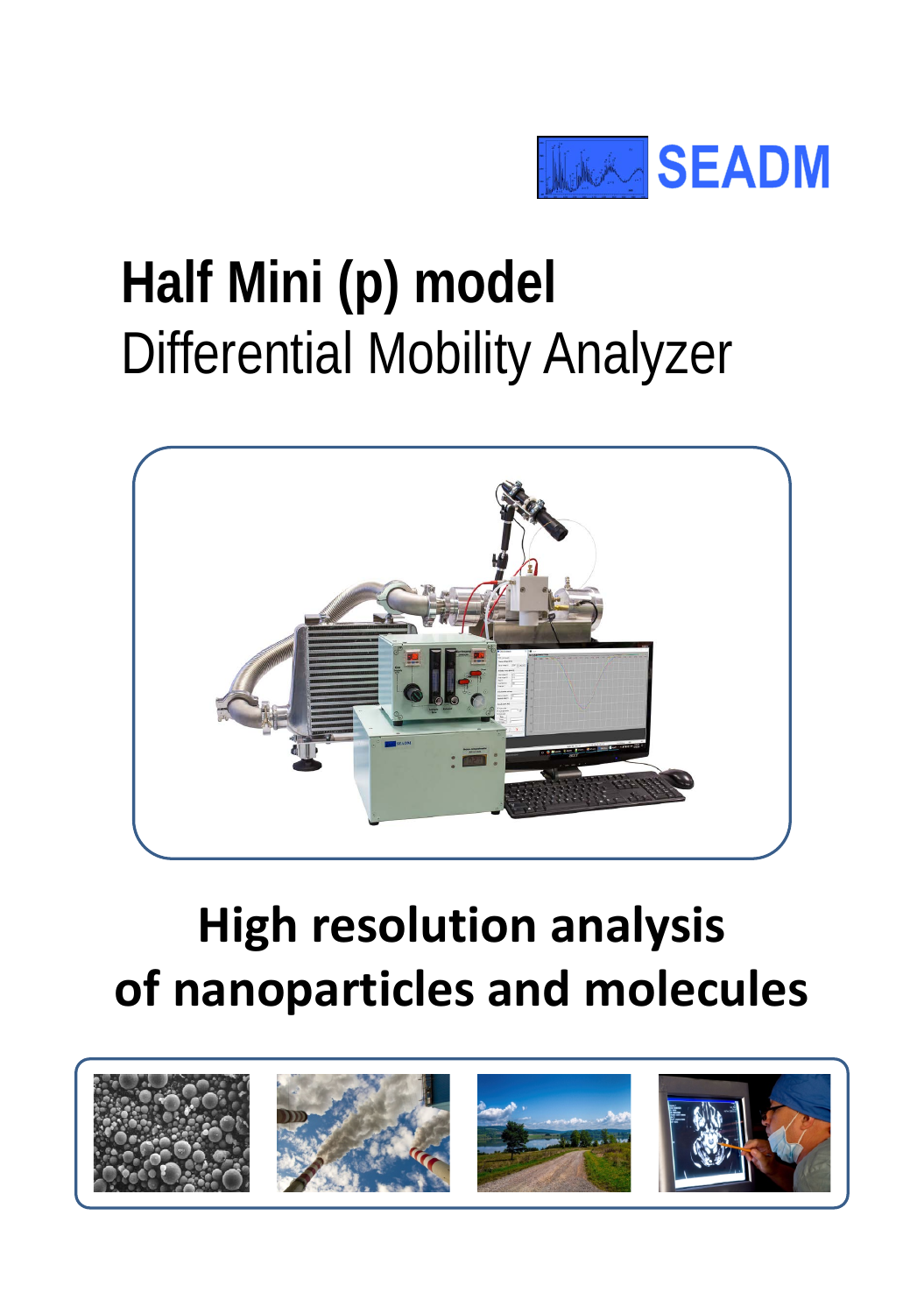SEADM

# Half Mini (p) model
Differential Mobility Analyzer

## High resolution analysis of nanoparticles and molecules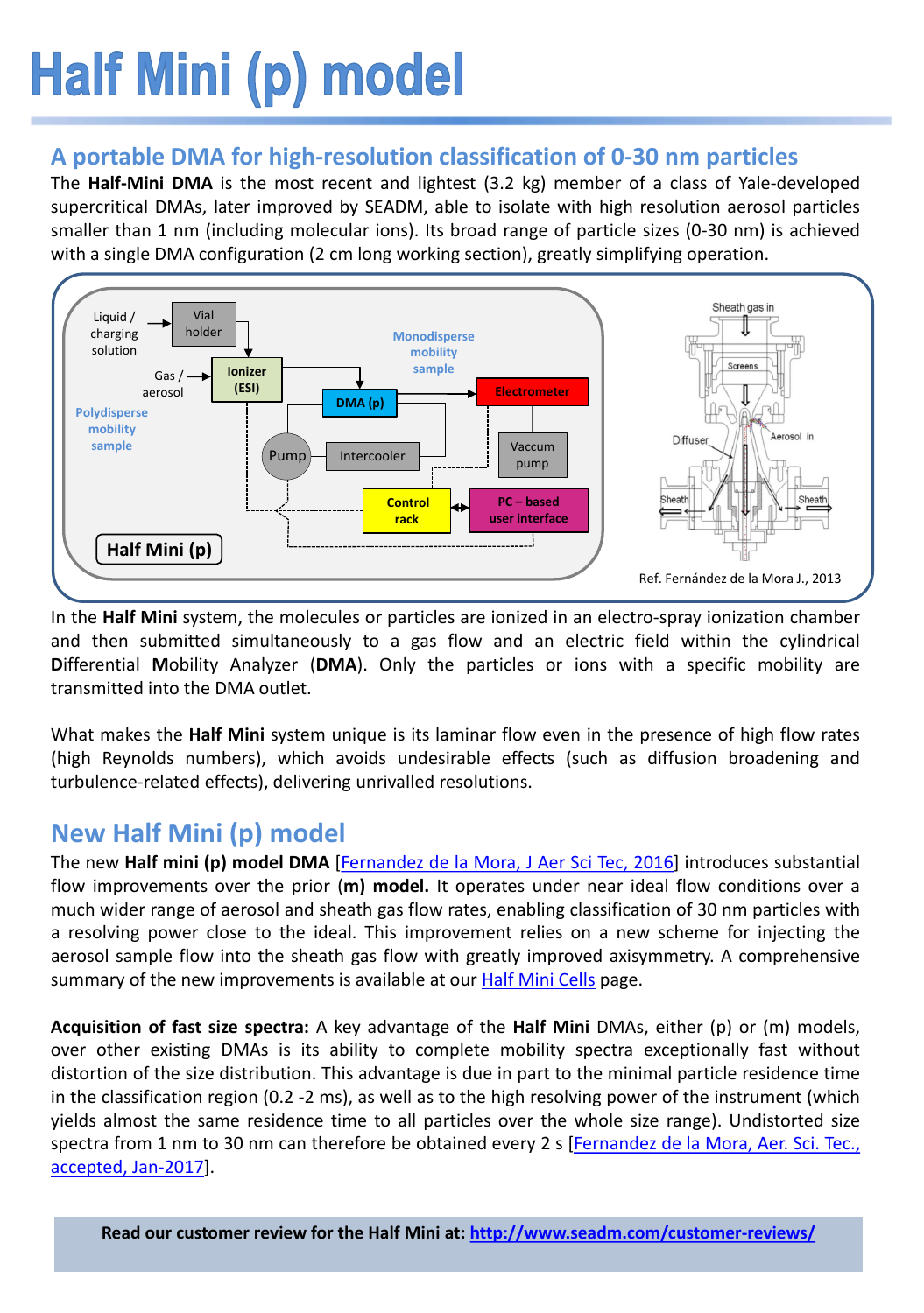# Half Mini (p) model

## A portable DMA for high-resolution classification of 0-30 nm particles

The **Half-Mini DMA** is the most recent and lightest (3.2 kg) member of a class of Yale-developed supercritical DMAs, later improved by SEADM, able to isolate with high resolution aerosol particles smaller than 1 nm (including molecular ions). Its broad range of particle sizes (0-30 nm) is achieved with a single DMA configuration (2 cm long working section), greatly simplifying operation.

Ref. Fernández de la Mora J., 2013

In the **Half Mini** system, the molecules or particles are ionized in an electro-spray ionization chamber and then submitted simultaneously to a gas flow and an electric field within the cylindrical **D**ifferential **M**obility Analyzer (**DMA**). Only the particles or ions with a specific mobility are transmitted into the DMA outlet.

What makes the **Half Mini** system unique is its laminar flow even in the presence of high flow rates (high Reynolds numbers), which avoids undesirable effects (such as diffusion broadening and turbulence-related effects), delivering unrivalled resolutions.

## New Half Mini (p) model

The new **Half mini (p) model DMA** [Fernandez de la Mora, J Aer Sci Tec, 2016] introduces substantial flow improvements over the prior (**m) model.** It operates under near ideal flow conditions over a much wider range of aerosol and sheath gas flow rates, enabling classification of 30 nm particles with a resolving power close to the ideal. This improvement relies on a new scheme for injecting the aerosol sample flow into the sheath gas flow with greatly improved axisymmetry. A comprehensive summary of the new improvements is available at our Half Mini Cells page.

**Acquisition of fast size spectra:** A key advantage of the **Half Mini** DMAs, either (p) or (m) models, over other existing DMAs is its ability to complete mobility spectra exceptionally fast without distortion of the size distribution. This advantage is due in part to the minimal particle residence time in the classification region (0.2 -2 ms), as well as to the high resolving power of the instrument (which yields almost the same residence time to all particles over the whole size range). Undistorted size spectra from 1 nm to 30 nm can therefore be obtained every 2 s [Fernandez de la Mora, Aer. Sci. Tec., accepted, Jan-2017].

**Read our customer review for the Half Mini at: http://www.seadm.com/customer-reviews/**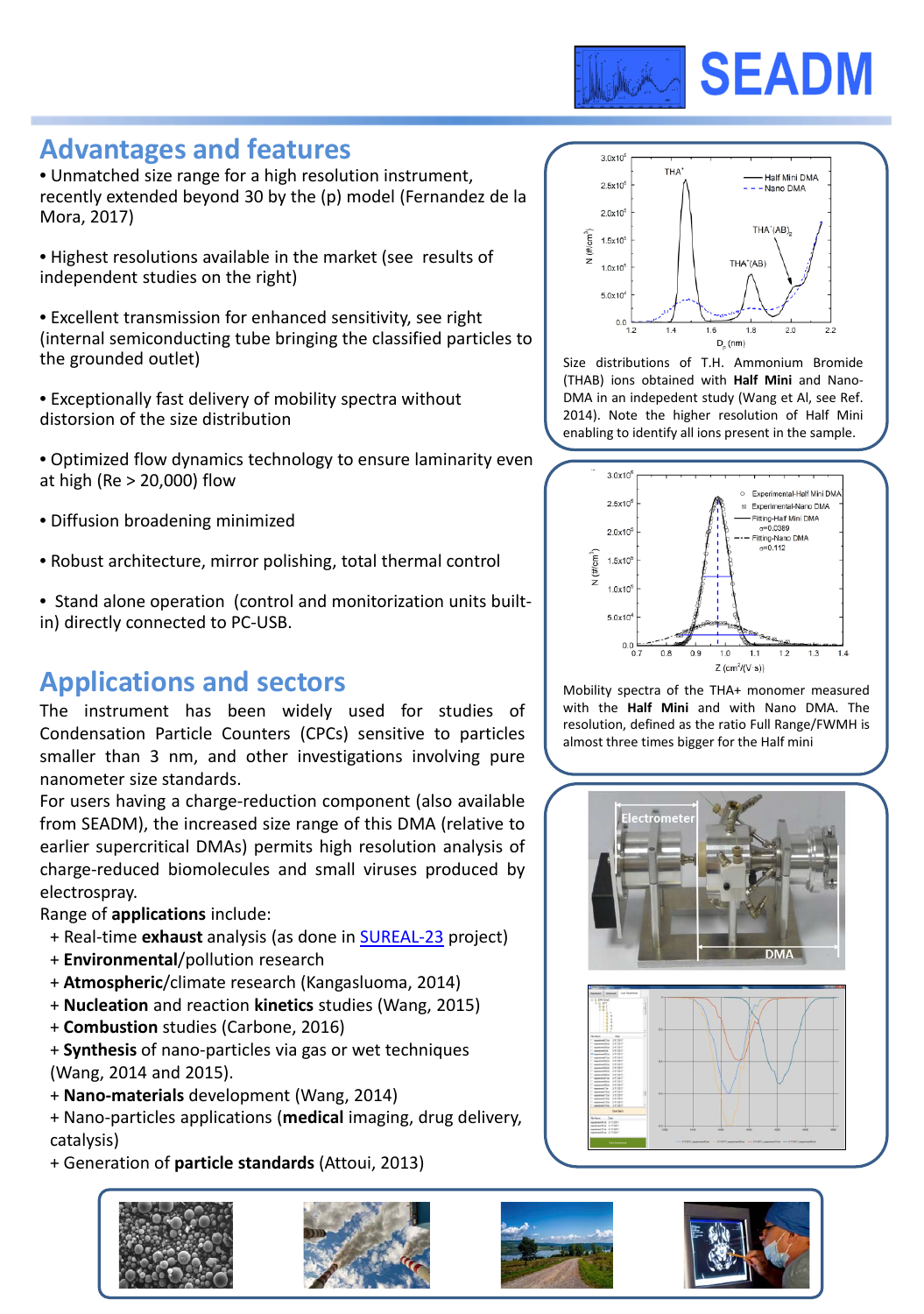# SEADM

## Advantages and features

- Unmatched size range for a high resolution instrument, recently extended beyond 30 by the (p) model (Fernandez de la Mora, 2017)

- Highest resolutions available in the market (see results of independent studies on the right)

- Excellent transmission for enhanced sensitivity, see right (internal semiconducting tube bringing the classified particles to the grounded outlet)

- Exceptionally fast delivery of mobility spectra without distorsion of the size distribution

- Optimized flow dynamics technology to ensure laminarity even at high (Re > 20,000) flow

- Diffusion broadening minimized

- Robust architecture, mirror polishing, total thermal control

- Stand alone operation (control and monitorization units built-in) directly connected to PC-USB.

## Applications and sectors

The instrument has been widely used for studies of Condensation Particle Counters (CPCs) sensitive to particles smaller than 3 nm, and other investigations involving pure nanometer size standards.

For users having a charge-reduction component (also available from SEADM), the increased size range of this DMA (relative to earlier supercritical DMAs) permits high resolution analysis of charge-reduced biomolecules and small viruses produced by electrospray.

Range of **applications** include:

+ Real-time **exhaust** analysis (as done in SUREAL-23 project)
+ **Environmental**/pollution research
+ **Atmospheric**/climate research (Kangasluoma, 2014)
+ **Nucleation** and reaction **kinetics** studies (Wang, 2015)
+ **Combustion** studies (Carbone, 2016)
+ **Synthesis** of nano-particles via gas or wet techniques (Wang, 2014 and 2015).
+ **Nano-materials** development (Wang, 2014)
+ Nano-particles applications (**medical** imaging, drug delivery, catalysis)
+ Generation of **particle standards** (Attoui, 2013)

Size distributions of T.H. Ammonium Bromide (THAB) ions obtained with **Half Mini** and Nano-DMA in an indepedent study (Wang et Al, see Ref. 2014). Note the higher resolution of Half Mini enabling to identify all ions present in the sample.

Mobility spectra of the THA+ monomer measured with the **Half Mini** and with Nano DMA. The resolution, defined as the ratio Full Range/FWHM is almost three times bigger for the Half mini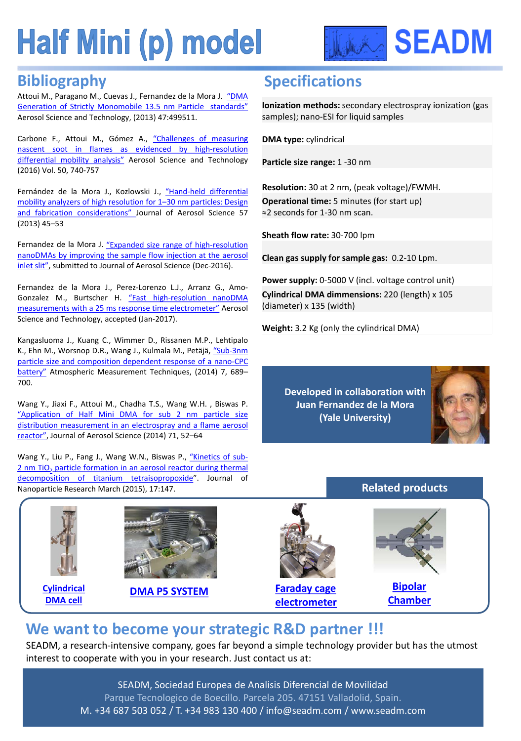# Half Mini (p) model

SEADM

## Bibliography

Attoui M., Paragano M., Cuevas J., Fernandez de la Mora J. "DMA Generation of Strictly Monomobile 13.5 nm Particle standards" Aerosol Science and Technology, (2013) 47:499511.

Carbone F., Attoui M., Gómez A., "Challenges of measuring nascent soot in flames as evidenced by high-resolution differential mobility analysis" Aerosol Science and Technology (2016) Vol. 50, 740-757

Fernández de la Mora J., Kozlowski J., "Hand-held differential mobility analyzers of high resolution for 1–30 nm particles: Design and fabrication considerations" Journal of Aerosol Science 57 (2013) 45–53

Fernandez de la Mora J. "Expanded size range of high-resolution nanoDMAs by improving the sample flow injection at the aerosol inlet slit", submitted to Journal of Aerosol Science (Dec-2016).

Fernandez de la Mora J., Perez-Lorenzo L.J., Arranz G., Amo-Gonzalez M., Burtscher H. "Fast high-resolution nanoDMA measurements with a 25 ms response time electrometer" Aerosol Science and Technology, accepted (Jan-2017).

Kangasluoma J., Kuang C., Wimmer D., Rissanen M.P., Lehtipalo K., Ehn M., Worsnop D.R., Wang J., Kulmala M., Petäjä, "Sub-3nm particle size and composition dependent response of a nano-CPC battery" Atmospheric Measurement Techniques, (2014) 7, 689–700.

Wang Y., Jiaxi F., Attoui M., Chadha T.S., Wang W.H. , Biswas P. "Application of Half Mini DMA for sub 2 nm particle size distribution measurement in an electrospray and a flame aerosol reactor", Journal of Aerosol Science (2014) 71, 52–64

Wang Y., Liu P., Fang J., Wang W.N., Biswas P., "Kinetics of sub-2 nm $TiO_2$ particle formation in an aerosol reactor during thermal decomposition of titanium tetraisopropoxide". Journal of Nanoparticle Research March (2015), 17:147.

## Specifications

**Ionization methods:** secondary electrospray ionization (gas samples); nano-ESI for liquid samples

**DMA type:** cylindrical

**Particle size range:** 1 -30 nm

**Resolution:** 30 at 2 nm, (peak voltage)/FWHM.

**Operational time:** 5 minutes (for start up)
≈2 seconds for 1-30 nm scan.

**Sheath flow rate:** 30-700 lpm

**Clean gas supply for sample gas:** 0.2-10 Lpm.

**Power supply:** 0-5000 V (incl. voltage control unit)

**Cylindrical DMA dimmensions:** 220 (length) x 105 (diameter) x 135 (width)

**Weight:** 3.2 Kg (only the cylindrical DMA)

**Developed in collaboration with Juan Fernandez de la Mora (Yale University)**

## Related products

Cylindrical DMA cell

DMA P5 SYSTEM

Faraday cage electrometer

Bipolar Chamber

## We want to become your strategic R&D partner !!!

SEADM, a research-intensive company, goes far beyond a simple technology provider but has the utmost interest to cooperate with you in your research. Just contact us at:

SEADM, Sociedad Europea de Analisis Diferencial de Movilidad
Parque Tecnologico de Boecillo. Parcela 205. 47151 Valladolid, Spain.
M. +34 687 503 052 / T. +34 983 130 400 / info@seadm.com / www.seadm.com